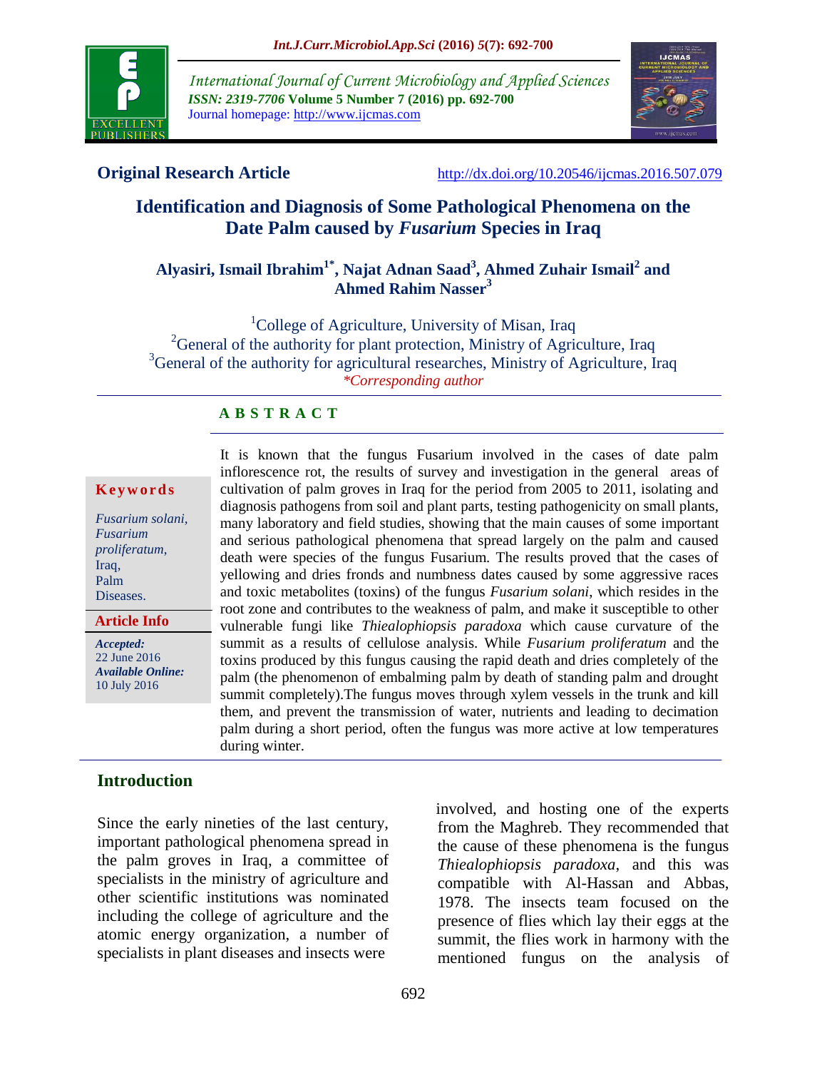**Original Research Article** http://dx.doi.org/10.20546/ijcmas.2016.507.079

# Identification and Diagnosis of Some Pathological Phenomena on the Date Palm caused by *Fusarium* Species in Iraq

**Alyasiri, Ismail Ibrahim[1*], Najat Adnan Saad[3], Ahmed Zuhair Ismail[2] and Ahmed Rahim Nasser[3]**

[1]College of Agriculture, University of Misan, Iraq
[2]General of the authority for plant protection, Ministry of Agriculture, Iraq
[3]General of the authority for agricultural researches, Ministry of Agriculture, Iraq
*Corresponding author*

## ABSTRACT

**Keywords**

*Fusarium solani*, *Fusarium proliferatum*, Iraq, Palm Diseases.

**Article Info**

*Accepted:* 22 June 2016
*Available Online:* 10 July 2016

It is known that the fungus Fusarium involved in the cases of date palm inflorescence rot, the results of survey and investigation in the general areas of cultivation of palm groves in Iraq for the period from 2005 to 2011, isolating and diagnosis pathogens from soil and plant parts, testing pathogenicity on small plants, many laboratory and field studies, showing that the main causes of some important and serious pathological phenomena that spread largely on the palm and caused death were species of the fungus Fusarium. The results proved that the cases of yellowing and dries fronds and numbness dates caused by some aggressive races and toxic metabolites (toxins) of the fungus *Fusarium solani*, which resides in the root zone and contributes to the weakness of palm, and make it susceptible to other vulnerable fungi like *Thielaophiopsis paradoxa* which cause curvature of the summit as a results of cellulose analysis. While *Fusarium proliferatum* and the toxins produced by this fungus causing the rapid death and dries completely of the palm (the phenomenon of embalming palm by death of standing palm and drought summit completely).The fungus moves through xylem vessels in the trunk and kill them, and prevent the transmission of water, nutrients and leading to decimation palm during a short period, often the fungus was more active at low temperatures during winter.

## Introduction

Since the early nineties of the last century, important pathological phenomena spread in the palm groves in Iraq, a committee of specialists in the ministry of agriculture and other scientific institutions was nominated including the college of agriculture and the atomic energy organization, a number of specialists in plant diseases and insects were involved, and hosting one of the experts from the Maghreb. They recommended that the cause of these phenomena is the fungus *Thielaophiopsis paradoxa*, and this was compatible with Al-Hassan and Abbas, 1978. The insects team focused on the presence of flies which lay their eggs at the summit, the flies work in harmony with the mentioned fungus on the analysis of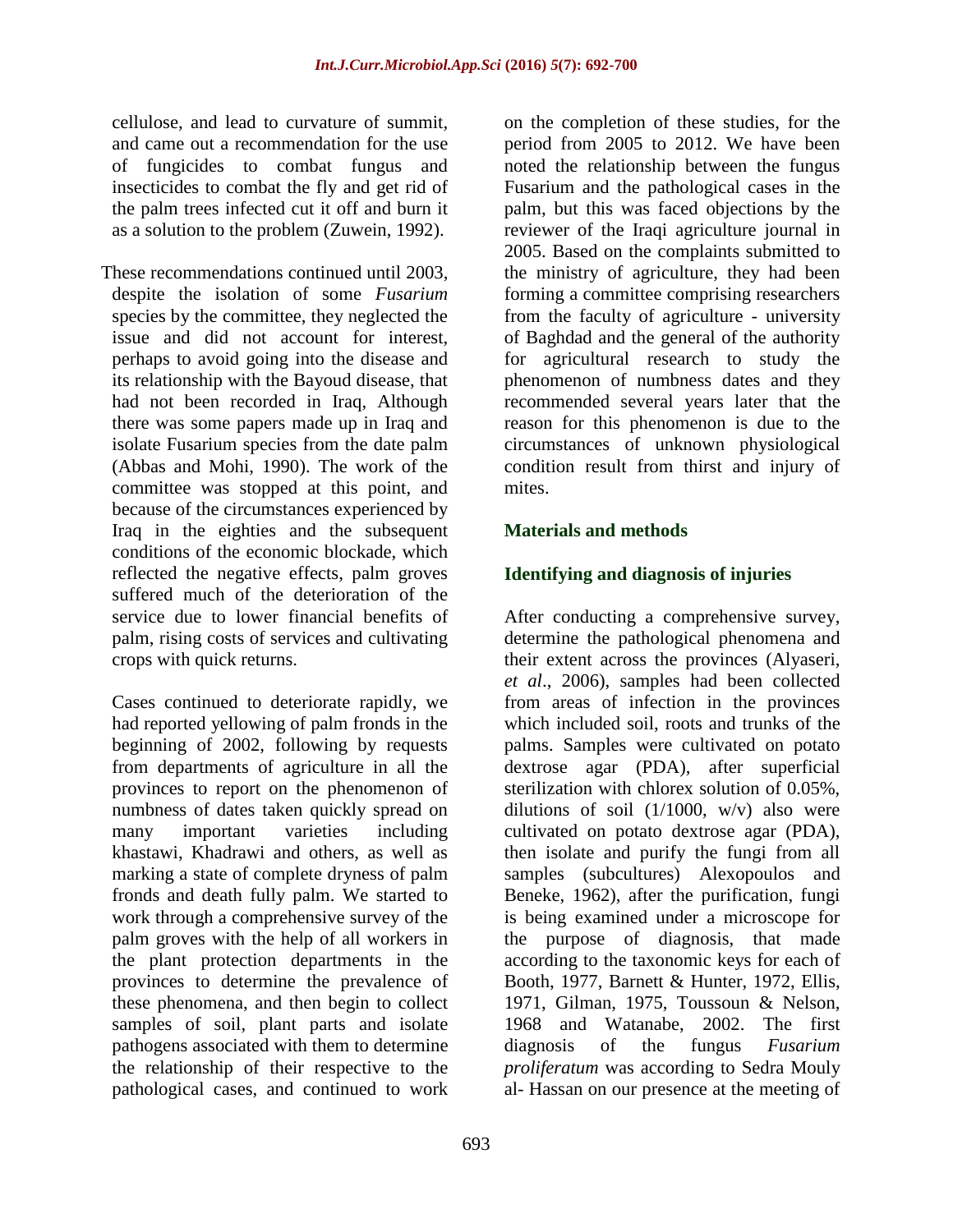cellulose, and lead to curvature of summit, and came out a recommendation for the use of fungicides to combat fungus and insecticides to combat the fly and get rid of the palm trees infected cut it off and burn it as a solution to the problem (Zuwein, 1992).

These recommendations continued until 2003, despite the isolation of some *Fusarium* species by the committee, they neglected the issue and did not account for interest, perhaps to avoid going into the disease and its relationship with the Bayoud disease, that had not been recorded in Iraq, Although there was some papers made up in Iraq and isolate Fusarium species from the date palm (Abbas and Mohi, 1990). The work of the committee was stopped at this point, and because of the circumstances experienced by Iraq in the eighties and the subsequent conditions of the economic blockade, which reflected the negative effects, palm groves suffered much of the deterioration of the service due to lower financial benefits of palm, rising costs of services and cultivating crops with quick returns.

Cases continued to deteriorate rapidly, we had reported yellowing of palm fronds in the beginning of 2002, following by requests from departments of agriculture in all the provinces to report on the phenomenon of numbness of dates taken quickly spread on many important varieties including khastawi, Khadrawi and others, as well as marking a state of complete dryness of palm fronds and death fully palm. We started to work through a comprehensive survey of the palm groves with the help of all workers in the plant protection departments in the provinces to determine the prevalence of these phenomena, and then begin to collect samples of soil, plant parts and isolate pathogens associated with them to determine the relationship of their respective to the pathological cases, and continued to work on the completion of these studies, for the period from 2005 to 2012. We have been noted the relationship between the fungus Fusarium and the pathological cases in the palm, but this was faced objections by the reviewer of the Iraqi agriculture journal in 2005. Based on the complaints submitted to the ministry of agriculture, they had been forming a committee comprising researchers from the faculty of agriculture - university of Baghdad and the general of the authority for agricultural research to study the phenomenon of numbness dates and they recommended several years later that the reason for this phenomenon is due to the circumstances of unknown physiological condition result from thirst and injury of mites.

## Materials and methods

### Identifying and diagnosis of injuries

After conducting a comprehensive survey, determine the pathological phenomena and their extent across the provinces (Alyaseri, *et al*., 2006), samples had been collected from areas of infection in the provinces which included soil, roots and trunks of the palms. Samples were cultivated on potato dextrose agar (PDA), after superficial sterilization with chlorex solution of 0.05%, dilutions of soil (1/1000, w/v) also were cultivated on potato dextrose agar (PDA), then isolate and purify the fungi from all samples (subcultures) Alexopoulos and Beneke, 1962), after the purification, fungi is being examined under a microscope for the purpose of diagnosis, that made according to the taxonomic keys for each of Booth, 1977, Barnett & Hunter, 1972, Ellis, 1971, Gilman, 1975, Toussoun & Nelson, 1968 and Watanabe, 2002. The first diagnosis of the fungus *Fusarium proliferatum* was according to Sedra Mouly al- Hassan on our presence at the meeting of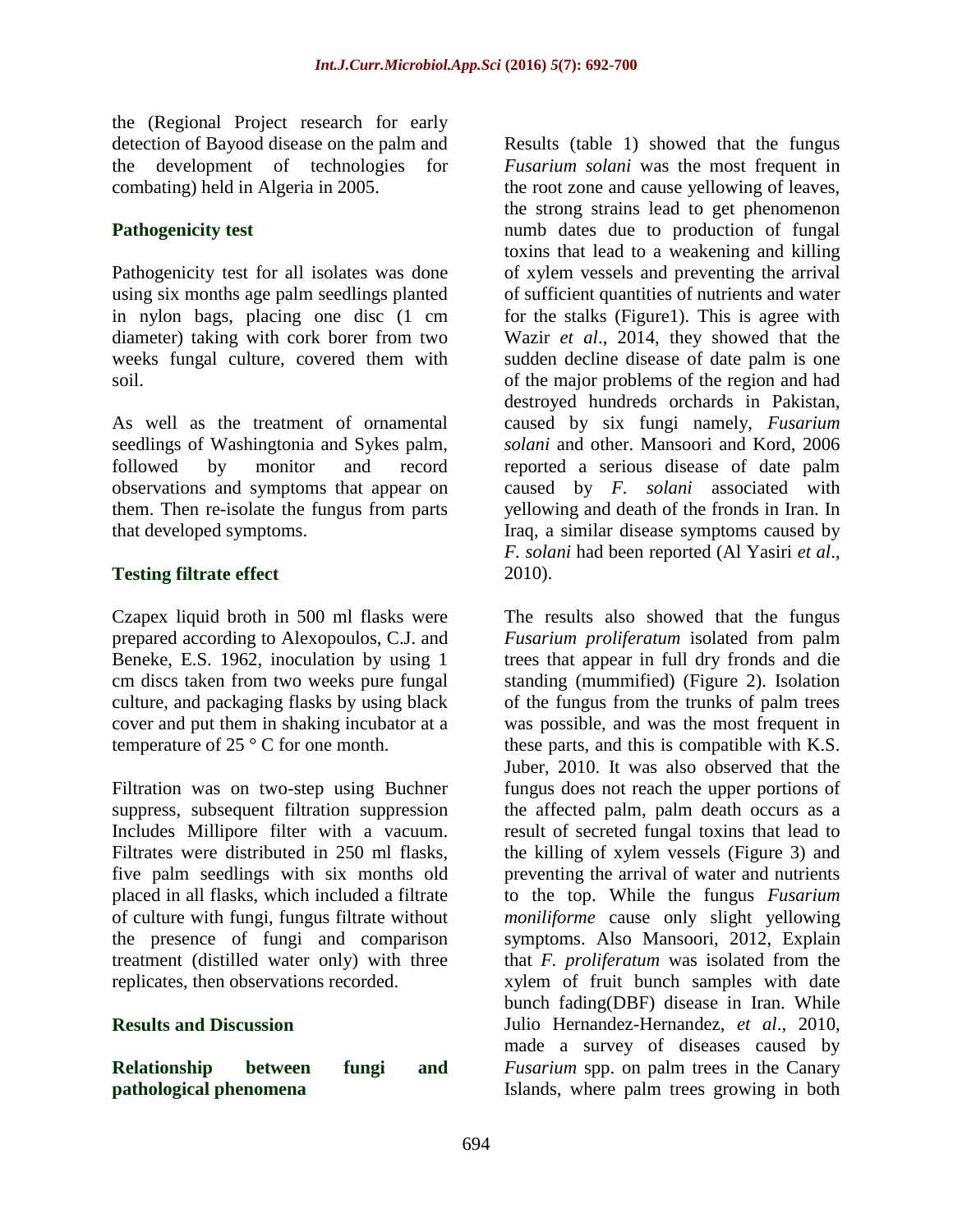the (Regional Project research for early detection of Bayood disease on the palm and the development of technologies for combating) held in Algeria in 2005.

### Pathogenicity test

Pathogenicity test for all isolates was done using six months age palm seedlings planted in nylon bags, placing one disc (1 cm diameter) taking with cork borer from two weeks fungal culture, covered them with soil.

As well as the treatment of ornamental seedlings of Washingtonia and Sykes palm, followed by monitor and record observations and symptoms that appear on them. Then re-isolate the fungus from parts that developed symptoms.

### Testing filtrate effect

Czapex liquid broth in 500 ml flasks were prepared according to Alexopoulos, C.J. and Beneke, E.S. 1962, inoculation by using 1 cm discs taken from two weeks pure fungal culture, and packaging flasks by using black cover and put them in shaking incubator at a temperature of 25 ° C for one month.

Filtration was on two-step using Buchner suppress, subsequent filtration suppression Includes Millipore filter with a vacuum. Filtrates were distributed in 250 ml flasks, five palm seedlings with six months old placed in all flasks, which included a filtrate of culture with fungi, fungus filtrate without the presence of fungi and comparison treatment (distilled water only) with three replicates, then observations recorded.

## Results and Discussion

### Relationship between fungi and pathological phenomena

Results (table 1) showed that the fungus *Fusarium solani* was the most frequent in the root zone and cause yellowing of leaves, the strong strains lead to get phenomenon numb dates due to production of fungal toxins that lead to a weakening and killing of xylem vessels and preventing the arrival of sufficient quantities of nutrients and water for the stalks (Figure1). This is agree with Wazir *et al*., 2014, they showed that the sudden decline disease of date palm is one of the major problems of the region and had destroyed hundreds orchards in Pakistan, caused by six fungi namely, *Fusarium solani* and other. Mansoori and Kord, 2006 reported a serious disease of date palm caused by *F. solani* associated with yellowing and death of the fronds in Iran. In Iraq, a similar disease symptoms caused by *F. solani* had been reported (Al Yasiri *et al*., 2010).

The results also showed that the fungus *Fusarium proliferatum* isolated from palm trees that appear in full dry fronds and die standing (mummified) (Figure 2). Isolation of the fungus from the trunks of palm trees was possible, and was the most frequent in these parts, and this is compatible with K.S. Juber, 2010. It was also observed that the fungus does not reach the upper portions of the affected palm, palm death occurs as a result of secreted fungal toxins that lead to the killing of xylem vessels (Figure 3) and preventing the arrival of water and nutrients to the top. While the fungus *Fusarium moniliforme* cause only slight yellowing symptoms. Also Mansoori, 2012, Explain that *F. proliferatum* was isolated from the xylem of fruit bunch samples with date bunch fading(DBF) disease in Iran. While Julio Hernandez-Hernandez, *et al*., 2010, made a survey of diseases caused by *Fusarium* spp. on palm trees in the Canary Islands, where palm trees growing in both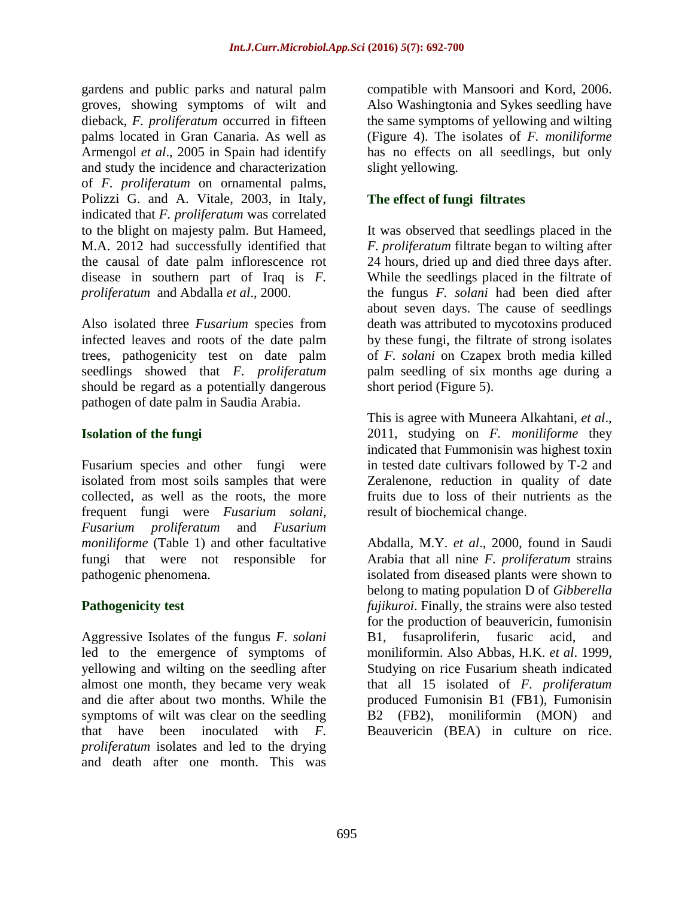gardens and public parks and natural palm groves, showing symptoms of wilt and dieback, *F. proliferatum* occurred in fifteen palms located in Gran Canaria. As well as Armengol *et al*., 2005 in Spain had identify and study the incidence and characterization of *F. proliferatum* on ornamental palms, Polizzi G. and A. Vitale, 2003, in Italy, indicated that *F. proliferatum* was correlated to the blight on majesty palm. But Hameed, M.A. 2012 had successfully identified that the causal of date palm inflorescence rot disease in southern part of Iraq is *F. proliferatum* and Abdalla *et al*., 2000.

Also isolated three *Fusarium* species from infected leaves and roots of the date palm trees, pathogenicity test on date palm seedlings showed that *F. proliferatum* should be regard as a potentially dangerous pathogen of date palm in Saudia Arabia.

### Isolation of the fungi

Fusarium species and other fungi were isolated from most soils samples that were collected, as well as the roots, the more frequent fungi were *Fusarium solani*, *Fusarium proliferatum* and *Fusarium moniliforme* (Table 1) and other facultative fungi that were not responsible for pathogenic phenomena.

### Pathogenicity test

Aggressive Isolates of the fungus *F. solani* led to the emergence of symptoms of yellowing and wilting on the seedling after almost one month, they became very weak and die after about two months. While the symptoms of wilt was clear on the seedling that have been inoculated with *F. proliferatum* isolates and led to the drying and death after one month. This was compatible with Mansoori and Kord, 2006. Also Washingtonia and Sykes seedling have the same symptoms of yellowing and wilting (Figure 4). The isolates of *F. moniliforme* has no effects on all seedlings, but only slight yellowing.

### The effect of fungi filtrates

It was observed that seedlings placed in the *F. proliferatum* filtrate began to wilting after 24 hours, dried up and died three days after. While the seedlings placed in the filtrate of the fungus *F. solani* had been died after about seven days. The cause of seedlings death was attributed to mycotoxins produced by these fungi, the filtrate of strong isolates of *F. solani* on Czapex broth media killed palm seedling of six months age during a short period (Figure 5).

This is agree with Muneera Alkahtani, *et al*., 2011, studying on *F. moniliforme* they indicated that Fummonisin was highest toxin in tested date cultivars followed by T-2 and Zeralenone, reduction in quality of date fruits due to loss of their nutrients as the result of biochemical change.

Abdalla, M.Y. *et al*., 2000, found in Saudi Arabia that all nine *F. proliferatum* strains isolated from diseased plants were shown to belong to mating population D of *Gibberella fujikuroi*. Finally, the strains were also tested for the production of beauvericin, fumonisin B1, fusaproliferin, fusaric acid, and moniliformin. Also Abbas, H.K. *et al*. 1999, Studying on rice Fusarium sheath indicated that all 15 isolated of *F. proliferatum* produced Fumonisin B1 (FB1), Fumonisin B2 (FB2), moniliformin (MON) and Beauvericin (BEA) in culture on rice.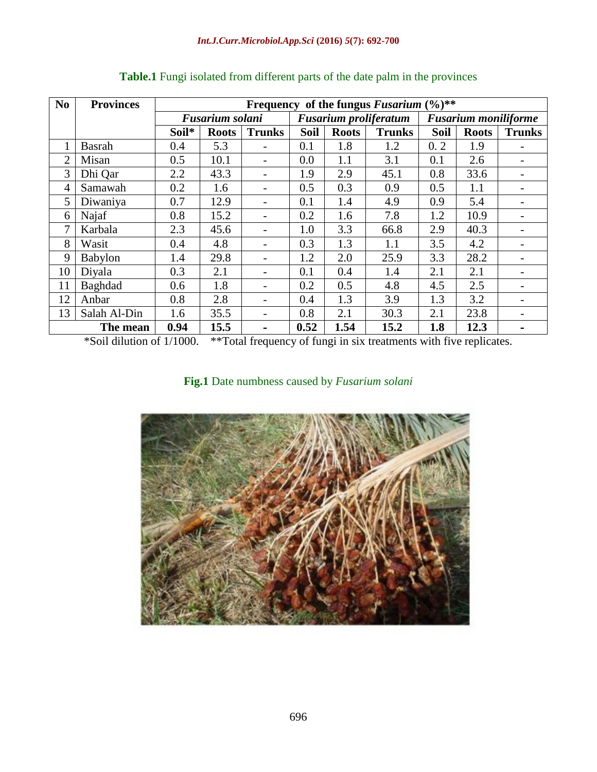**Table.1** Fungi isolated from different parts of the date palm in the provinces

| No | Provinces | Frequency of the fungus *Fusarium* (%)** | | | | | | | | |
|---|---|---|---|---|---|---|---|---|---|---|
| | | *Fusarium solani* | | | *Fusarium proliferatum* | | | *Fusarium moniliforme* | | |
| | | **Soil*** | **Roots** | **Trunks** | **Soil** | **Roots** | **Trunks** | **Soil** | **Roots** | **Trunks** |
| 1 | Basrah | 0.4 | 5.3 | - | 0.1 | 1.8 | 1.2 | 0. 2 | 1.9 | - |
| 2 | Misan | 0.5 | 10.1 | - | 0.0 | 1.1 | 3.1 | 0.1 | 2.6 | - |
| 3 | Dhi Qar | 2.2 | 43.3 | - | 1.9 | 2.9 | 45.1 | 0.8 | 33.6 | - |
| 4 | Samawah | 0.2 | 1.6 | - | 0.5 | 0.3 | 0.9 | 0.5 | 1.1 | - |
| 5 | Diwaniya | 0.7 | 12.9 | - | 0.1 | 1.4 | 4.9 | 0.9 | 5.4 | - |
| 6 | Najaf | 0.8 | 15.2 | - | 0.2 | 1.6 | 7.8 | 1.2 | 10.9 | - |
| 7 | Karbala | 2.3 | 45.6 | - | 1.0 | 3.3 | 66.8 | 2.9 | 40.3 | - |
| 8 | Wasit | 0.4 | 4.8 | - | 0.3 | 1.3 | 1.1 | 3.5 | 4.2 | - |
| 9 | Babylon | 1.4 | 29.8 | - | 1.2 | 2.0 | 25.9 | 3.3 | 28.2 | - |
| 10 | Diyala | 0.3 | 2.1 | - | 0.1 | 0.4 | 1.4 | 2.1 | 2.1 | - |
| 11 | Baghdad | 0.6 | 1.8 | - | 0.2 | 0.5 | 4.8 | 4.5 | 2.5 | - |
| 12 | Anbar | 0.8 | 2.8 | - | 0.4 | 1.3 | 3.9 | 1.3 | 3.2 | - |
| 13 | Salah Al-Din | 1.6 | 35.5 | - | 0.8 | 2.1 | 30.3 | 2.1 | 23.8 | - |
| **The mean** | | **0.94** | **15.5** | **-** | **0.52** | **1.54** | **15.2** | **1.8** | **12.3** | **-** |

*Soil dilution of 1/1000. **Total frequency of fungi in six treatments with five replicates.

**Fig.1** Date numbness caused by *Fusarium solani*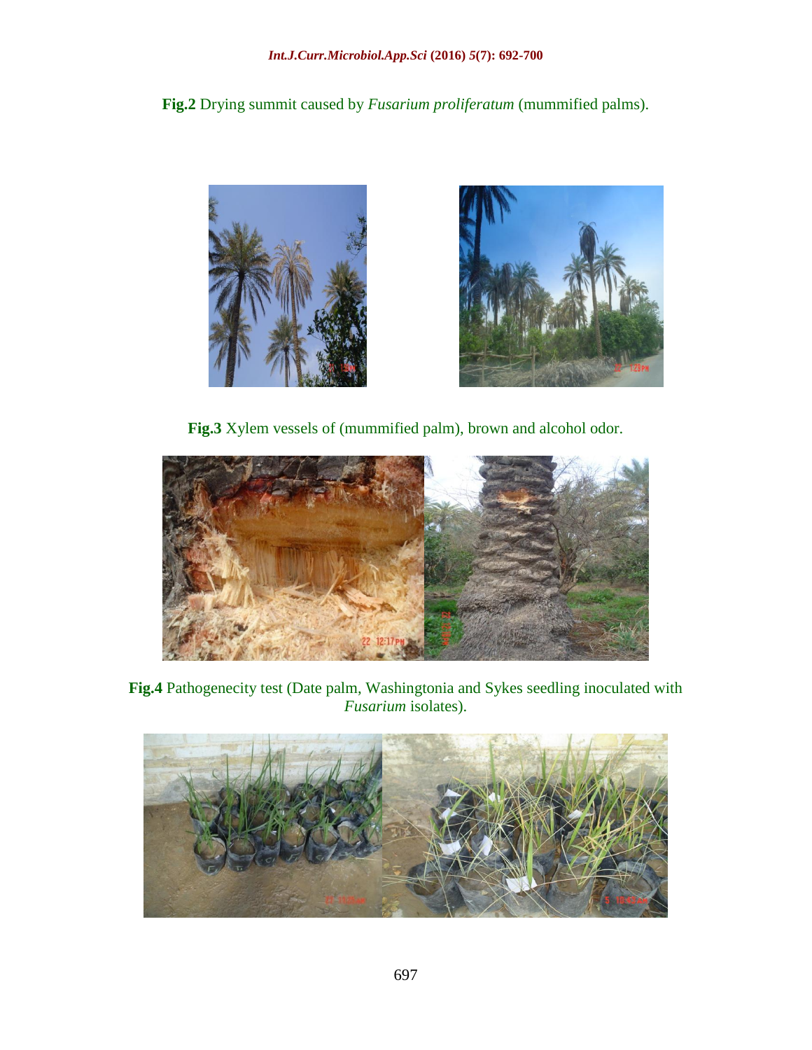**Fig.2** Drying summit caused by *Fusarium proliferatum* (mummified palms).

**Fig.3** Xylem vessels of (mummified palm), brown and alcohol odor.

**Fig.4** Pathogenecity test (Date palm, Washingtonia and Sykes seedling inoculated with *Fusarium* isolates).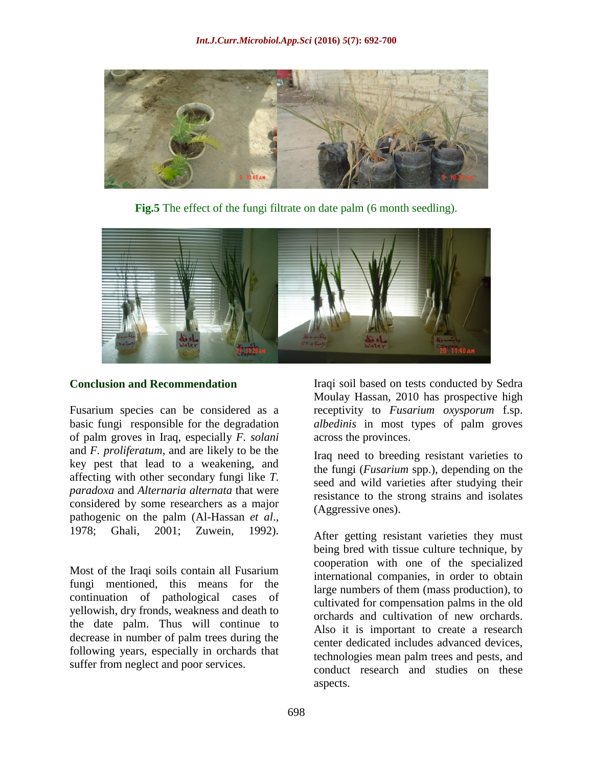**Fig.5** The effect of the fungi filtrate on date palm (6 month seedling).

## Conclusion and Recommendation

Fusarium species can be considered as a basic fungi responsible for the degradation of palm groves in Iraq, especially *F. solani* and *F. proliferatum*, and are likely to be the key pest that lead to a weakening, and affecting with other secondary fungi like *T. paradoxa* and *Alternaria alternata* that were considered by some researchers as a major pathogenic on the palm (Al-Hassan *et al*., 1978; Ghali, 2001; Zuwein, 1992).

Most of the Iraqi soils contain all Fusarium fungi mentioned, this means for the continuation of pathological cases of yellowish, dry fronds, weakness and death to the date palm. Thus will continue to decrease in number of palm trees during the following years, especially in orchards that suffer from neglect and poor services.

Iraqi soil based on tests conducted by Sedra Moulay Hassan, 2010 has prospective high receptivity to *Fusarium oxysporum* f.sp. *albedinis* in most types of palm groves across the provinces.

Iraq need to breeding resistant varieties to the fungi (*Fusarium* spp.), depending on the seed and wild varieties after studying their resistance to the strong strains and isolates (Aggressive ones).

After getting resistant varieties they must being bred with tissue culture technique, by cooperation with one of the specialized international companies, in order to obtain large numbers of them (mass production), to cultivated for compensation palms in the old orchards and cultivation of new orchards. Also it is important to create a research center dedicated includes advanced devices, technologies mean palm trees and pests, and conduct research and studies on these aspects.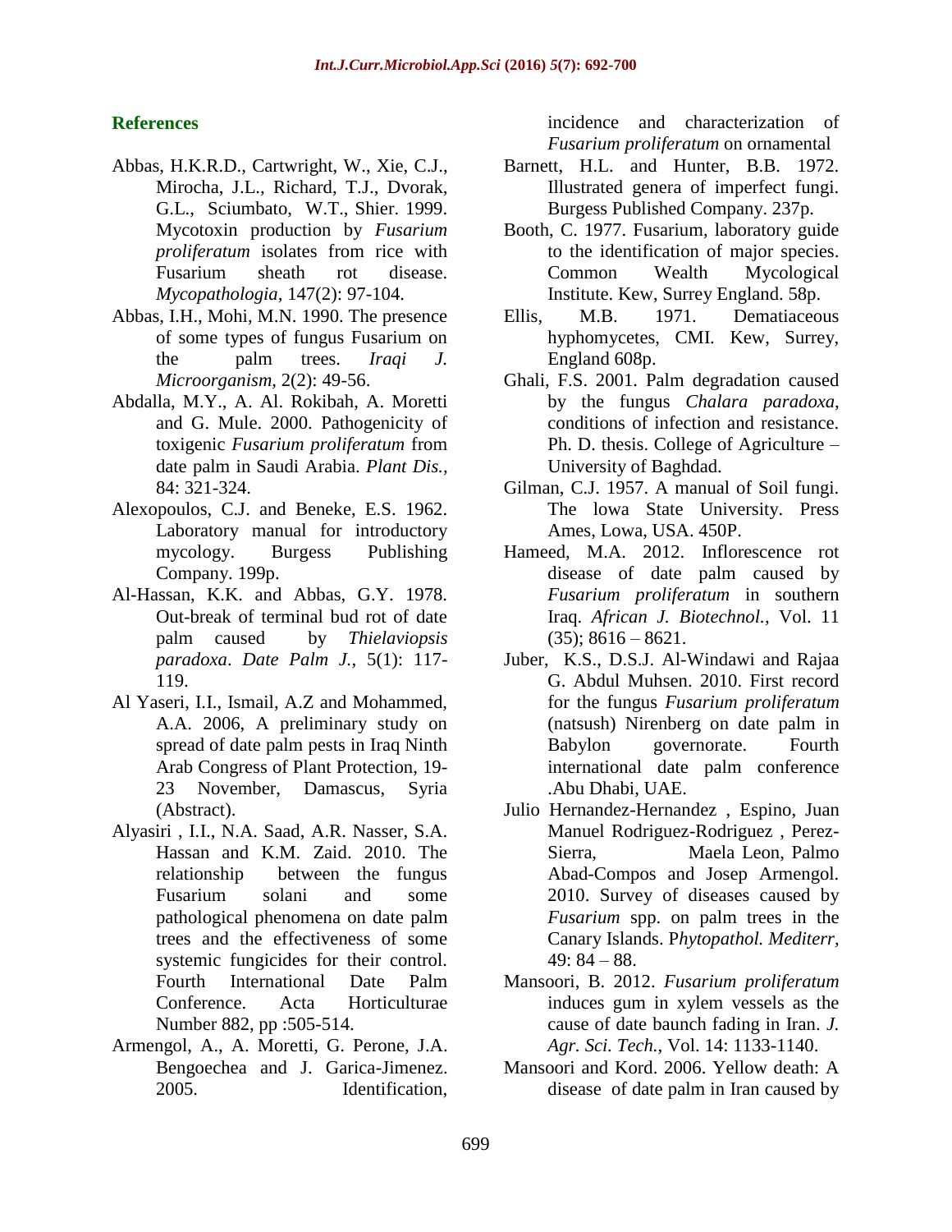## References

- Abbas, H.K.R.D., Cartwright, W., Xie, C.J., Mirocha, J.L., Richard, T.J., Dvorak, G.L., Sciumbato, W.T., Shier. 1999. Mycotoxin production by *Fusarium proliferatum* isolates from rice with Fusarium sheath rot disease. *Mycopathologia*, 147(2): 97-104.
- Abbas, I.H., Mohi, M.N. 1990. The presence of some types of fungus Fusarium on the palm trees. *Iraqi J. Microorganism,* 2(2): 49-56.
- Abdalla, M.Y., A. Al. Rokibah, A. Moretti and G. Mule. 2000. Pathogenicity of toxigenic *Fusarium proliferatum* from date palm in Saudi Arabia. *Plant Dis.,* 84: 321-324.
- Alexopoulos, C.J. and Beneke, E.S. 1962. Laboratory manual for introductory mycology. Burgess Publishing Company. 199p.
- Al-Hassan, K.K. and Abbas, G.Y. 1978. Out-break of terminal bud rot of date palm caused by *Thielaviopsis paradoxa*. *Date Palm J.,* 5(1): 117-119.
- Al Yaseri, I.I., Ismail, A.Z and Mohammed, A.A. 2006, A preliminary study on spread of date palm pests in Iraq Ninth Arab Congress of Plant Protection, 19-23 November, Damascus, Syria (Abstract).
- Alyasiri , I.I., N.A. Saad, A.R. Nasser, S.A. Hassan and K.M. Zaid. 2010. The relationship between the fungus Fusarium solani and some pathological phenomena on date palm trees and the effectiveness of some systemic fungicides for their control. Fourth International Date Palm Conference. Acta Horticulturae Number 882, pp :505-514.
- Armengol, A., A. Moretti, G. Perone, J.A. Bengoechea and J. Garica-Jimenez. 2005. Identification, incidence and characterization of *Fusarium proliferatum* on ornamental
- Barnett, H.L. and Hunter, B.B. 1972. Illustrated genera of imperfect fungi. Burgess Published Company. 237p.
- Booth, C. 1977. Fusarium, laboratory guide to the identification of major species. Common Wealth Mycological Institute. Kew, Surrey England. 58p.
- Ellis, M.B. 1971. Dematiaceous hyphomycetes, CMI. Kew, Surrey, England 608p.
- Ghali, F.S. 2001. Palm degradation caused by the fungus *Chalara paradoxa*, conditions of infection and resistance. Ph. D. thesis. College of Agriculture – University of Baghdad.
- Gilman, C.J. 1957. A manual of Soil fungi. The lowa State University. Press Ames, Lowa, USA. 450P.
- Hameed, M.A. 2012. Inflorescence rot disease of date palm caused by *Fusarium proliferatum* in southern Iraq. *African J. Biotechnol.,* Vol. 11 (35); 8616 – 8621.
- Juber, K.S., D.S.J. Al-Windawi and Rajaa G. Abdul Muhsen. 2010. First record for the fungus *Fusarium proliferatum* (natsush) Nirenberg on date palm in Babylon governorate. Fourth international date palm conference .Abu Dhabi, UAE.
- Julio Hernandez-Hernandez , Espino, Juan Manuel Rodriguez-Rodriguez , Perez-Sierra, Maela Leon, Palmo Abad-Compos and Josep Armengol. 2010. Survey of diseases caused by *Fusarium* spp. on palm trees in the Canary Islands. P*hytopathol. Mediterr,* 49: 84 – 88.
- Mansoori, B. 2012. *Fusarium proliferatum* induces gum in xylem vessels as the cause of date baunch fading in Iran. *J. Agr. Sci. Tech.*, Vol. 14: 1133-1140.
- Mansoori and Kord. 2006. Yellow death: A disease of date palm in Iran caused by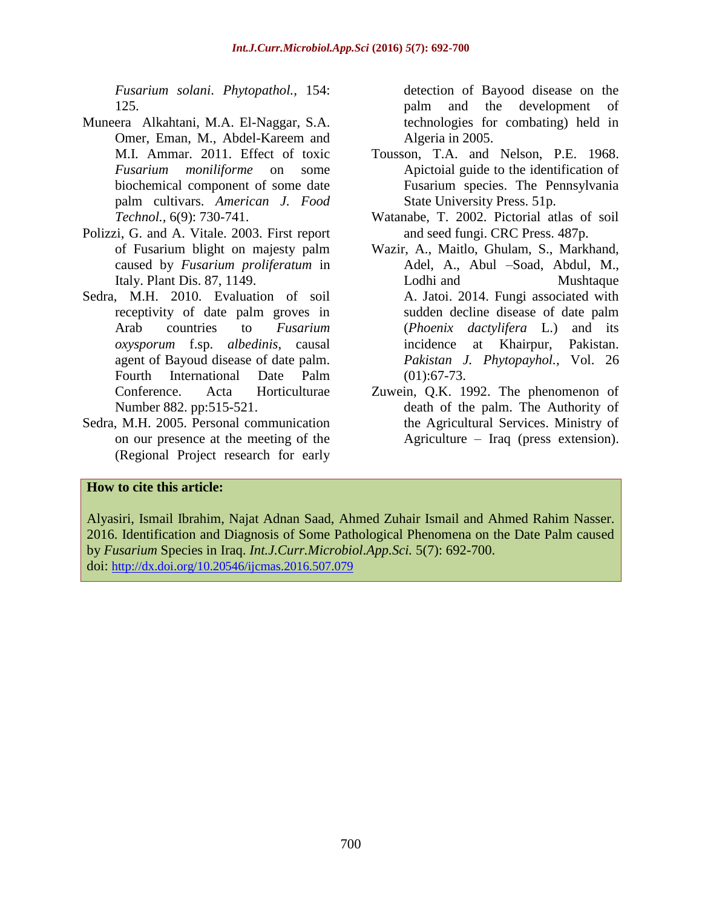*Fusarium solani*. *Phytopathol.*, 154: 125.

Muneera Alkahtani, M.A. El-Naggar, S.A. Omer, Eman, M., Abdel-Kareem and M.I. Ammar. 2011. Effect of toxic *Fusarium moniliforme* on some biochemical component of some date palm cultivars. *American J. Food Technol.*, 6(9): 730-741.

Polizzi, G. and A. Vitale. 2003. First report of Fusarium blight on majesty palm caused by *Fusarium proliferatum* in Italy. Plant Dis. 87, 1149.

Sedra, M.H. 2010. Evaluation of soil receptivity of date palm groves in Arab countries to *Fusarium oxysporum* f.sp. *albedinis*, causal agent of Bayoud disease of date palm. Fourth International Date Palm Conference. Acta Horticulturae Number 882. pp:515-521.

Sedra, M.H. 2005. Personal communication on our presence at the meeting of the (Regional Project research for early detection of Bayood disease on the palm and the development of technologies for combating) held in Algeria in 2005.

Tousson, T.A. and Nelson, P.E. 1968. Apictoial guide to the identification of Fusarium species. The Pennsylvania State University Press. 51p.

Watanabe, T. 2002. Pictorial atlas of soil and seed fungi. CRC Press. 487p.

Wazir, A., Maitlo, Ghulam, S., Markhand, Adel, A., Abul –Soad, Abdul, M., Lodhi and Mushtaque A. Jatoi. 2014. Fungi associated with sudden decline disease of date palm (*Phoenix dactylifera* L.) and its incidence at Khairpur, Pakistan. *Pakistan J. Phytopayhol.*, Vol. 26 (01):67-73.

Zuwein, Q.K. 1992. The phenomenon of death of the palm. The Authority of the Agricultural Services. Ministry of Agriculture – Iraq (press extension).

**How to cite this article:**

Alyasiri, Ismail Ibrahim, Najat Adnan Saad, Ahmed Zuhair Ismail and Ahmed Rahim Nasser. 2016. Identification and Diagnosis of Some Pathological Phenomena on the Date Palm caused by *Fusarium* Species in Iraq. *Int.J.Curr.Microbiol.App.Sci.* 5(7): 692-700.
doi: http://dx.doi.org/10.20546/ijcmas.2016.507.079